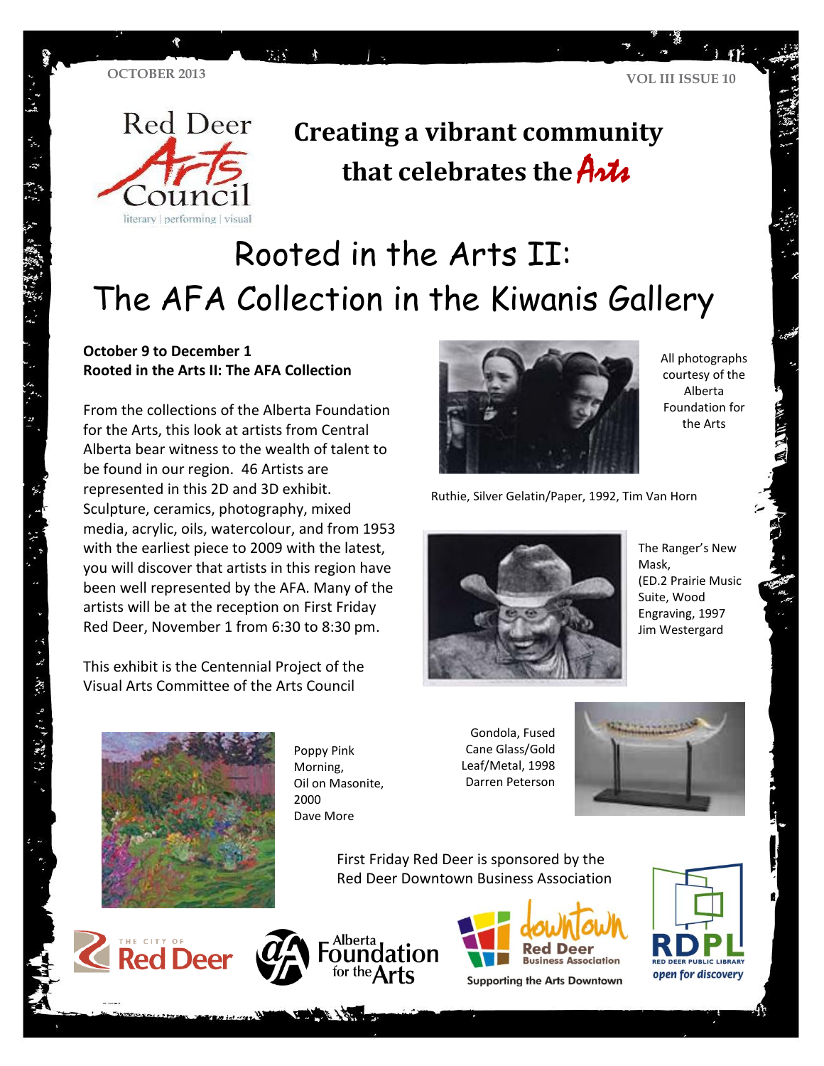OCTOBER 2013

VOL III ISSUE 10

Red Deer Arts Council

literary | performing | visual

# Creating a vibrant community that celebrates the Arts

# Rooted in the Arts II: The AFA Collection in the Kiwanis Gallery

**October 9 to December 1**
**Rooted in the Arts II: The AFA Collection**

From the collections of the Alberta Foundation for the Arts, this look at artists from Central Alberta bear witness to the wealth of talent to be found in our region. 46 Artists are represented in this 2D and 3D exhibit. Sculpture, ceramics, photography, mixed media, acrylic, oils, watercolour, and from 1953 with the earliest piece to 2009 with the latest, you will discover that artists in this region have been well represented by the AFA. Many of the artists will be at the reception on First Friday Red Deer, November 1 from 6:30 to 8:30 pm.

This exhibit is the Centennial Project of the Visual Arts Committee of the Arts Council

All photographs courtesy of the Alberta Foundation for the Arts

Ruthie, Silver Gelatin/Paper, 1992, Tim Van Horn

The Ranger's New Mask, (ED.2 Prairie Music Suite, Wood Engraving, 1997 Jim Westergard

Poppy Pink Morning, Oil on Masonite, 2000 Dave More

Gondola, Fused Cane Glass/Gold Leaf/Metal, 1998 Darren Peterson

First Friday Red Deer is sponsored by the Red Deer Downtown Business Association

The City of Red Deer

Alberta Foundation for the Arts

downtown Red Deer Business Association — Supporting the Arts Downtown

RDPL — Red Deer Public Library — open for discovery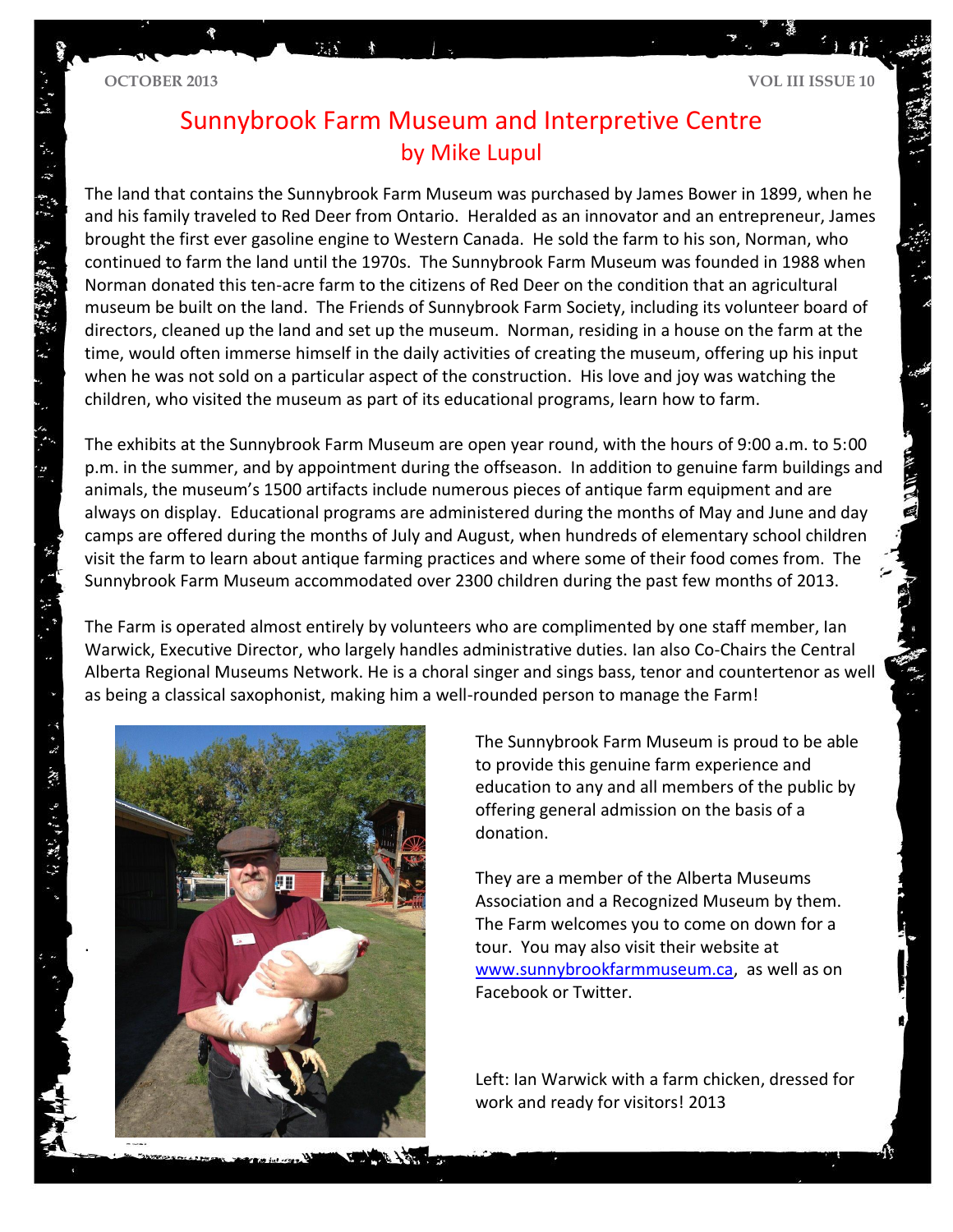# Sunnybrook Farm Museum and Interpretive Centre

## by Mike Lupul

The land that contains the Sunnybrook Farm Museum was purchased by James Bower in 1899, when he and his family traveled to Red Deer from Ontario. Heralded as an innovator and an entrepreneur, James brought the first ever gasoline engine to Western Canada. He sold the farm to his son, Norman, who continued to farm the land until the 1970s. The Sunnybrook Farm Museum was founded in 1988 when Norman donated this ten-acre farm to the citizens of Red Deer on the condition that an agricultural museum be built on the land. The Friends of Sunnybrook Farm Society, including its volunteer board of directors, cleaned up the land and set up the museum. Norman, residing in a house on the farm at the time, would often immerse himself in the daily activities of creating the museum, offering up his input when he was not sold on a particular aspect of the construction. His love and joy was watching the children, who visited the museum as part of its educational programs, learn how to farm.

The exhibits at the Sunnybrook Farm Museum are open year round, with the hours of 9:00 a.m. to 5:00 p.m. in the summer, and by appointment during the offseason. In addition to genuine farm buildings and animals, the museum's 1500 artifacts include numerous pieces of antique farm equipment and are always on display. Educational programs are administered during the months of May and June and day camps are offered during the months of July and August, when hundreds of elementary school children visit the farm to learn about antique farming practices and where some of their food comes from. The Sunnybrook Farm Museum accommodated over 2300 children during the past few months of 2013.

The Farm is operated almost entirely by volunteers who are complimented by one staff member, Ian Warwick, Executive Director, who largely handles administrative duties. Ian also Co-Chairs the Central Alberta Regional Museums Network. He is a choral singer and sings bass, tenor and countertenor as well as being a classical saxophonist, making him a well-rounded person to manage the Farm!

The Sunnybrook Farm Museum is proud to be able to provide this genuine farm experience and education to any and all members of the public by offering general admission on the basis of a donation.

They are a member of the Alberta Museums Association and a Recognized Museum by them. The Farm welcomes you to come on down for a tour. You may also visit their website at www.sunnybrookfarmmuseum.ca, as well as on Facebook or Twitter.

Left: Ian Warwick with a farm chicken, dressed for work and ready for visitors! 2013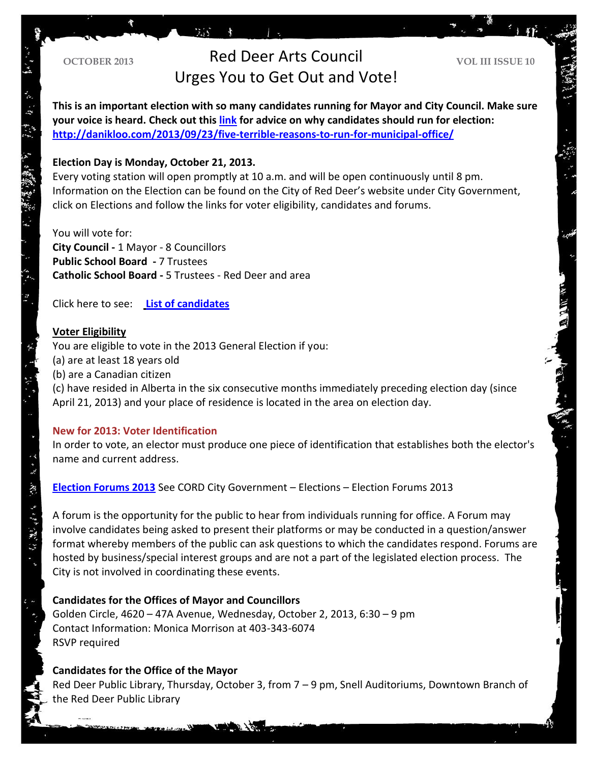OCTOBER 2013 | VOL III ISSUE 10

# Red Deer Arts Council Urges You to Get Out and Vote!

**This is an important election with so many candidates running for Mayor and City Council. Make sure your voice is heard. Check out this link for advice on why candidates should run for election: http://danikloo.com/2013/09/23/five-terrible-reasons-to-run-for-municipal-office/**

**Election Day is Monday, October 21, 2013.**
Every voting station will open promptly at 10 a.m. and will be open continuously until 8 pm. Information on the Election can be found on the City of Red Deer's website under City Government, click on Elections and follow the links for voter eligibility, candidates and forums.

You will vote for:
**City Council -** 1 Mayor - 8 Councillors
**Public School Board -** 7 Trustees
**Catholic School Board -** 5 Trustees - Red Deer and area

Click here to see: **List of candidates**

**Voter Eligibility**
You are eligible to vote in the 2013 General Election if you:
(a) are at least 18 years old
(b) are a Canadian citizen
(c) have resided in Alberta in the six consecutive months immediately preceding election day (since April 21, 2013) and your place of residence is located in the area on election day.

**New for 2013: Voter Identification**
In order to vote, an elector must produce one piece of identification that establishes both the elector's name and current address.

**Election Forums 2013** See CORD City Government – Elections – Election Forums 2013

A forum is the opportunity for the public to hear from individuals running for office. A Forum may involve candidates being asked to present their platforms or may be conducted in a question/answer format whereby members of the public can ask questions to which the candidates respond. Forums are hosted by business/special interest groups and are not a part of the legislated election process. The City is not involved in coordinating these events.

**Candidates for the Offices of Mayor and Councillors**
Golden Circle, 4620 – 47A Avenue, Wednesday, October 2, 2013, 6:30 – 9 pm
Contact Information: Monica Morrison at 403-343-6074
RSVP required

**Candidates for the Office of the Mayor**
Red Deer Public Library, Thursday, October 3, from 7 – 9 pm, Snell Auditoriums, Downtown Branch of the Red Deer Public Library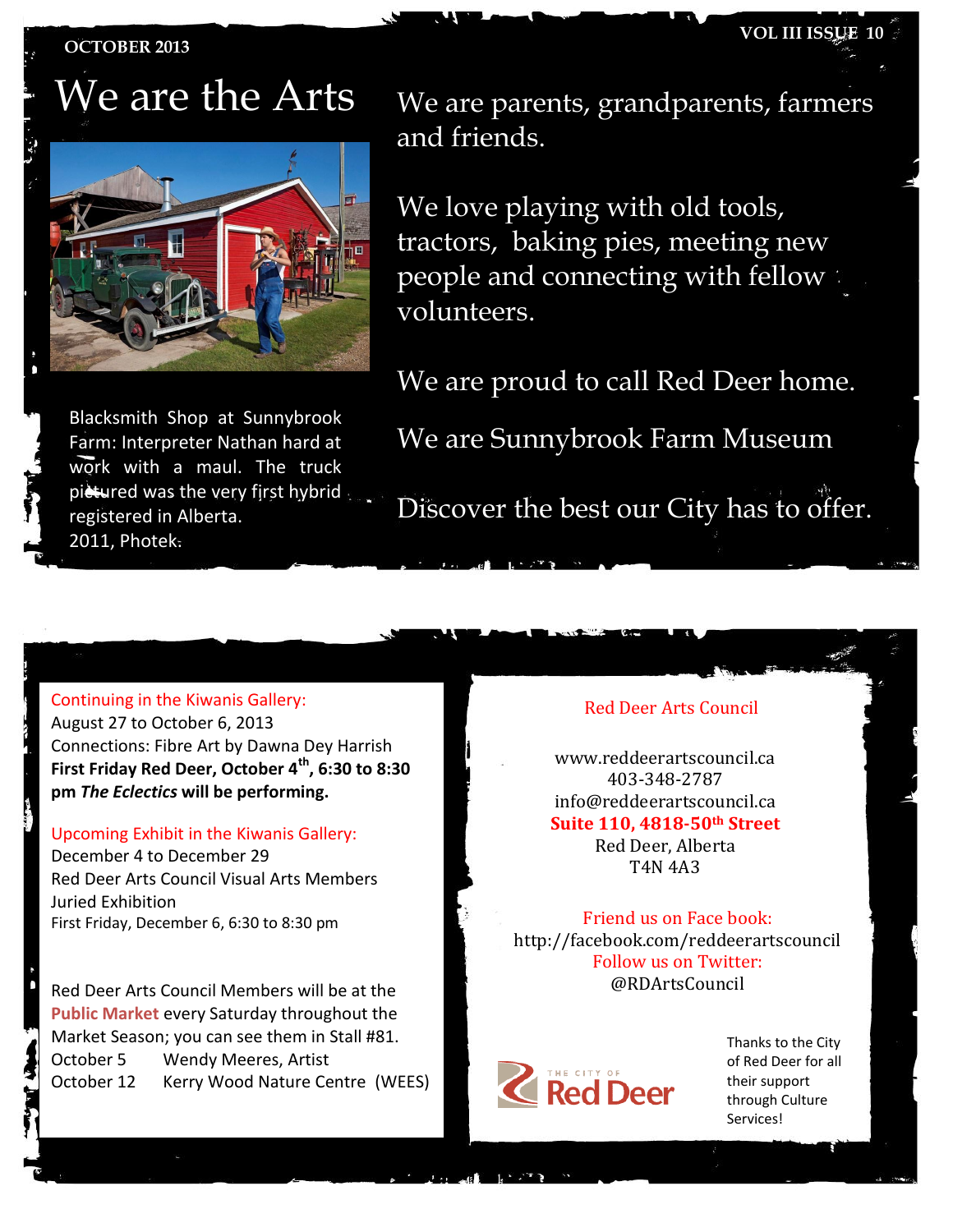OCTOBER 2013

# We are the Arts

Blacksmith Shop at Sunnybrook Farm: Interpreter Nathan hard at work with a maul. The truck pictured was the very first hybrid registered in Alberta.
2011, Photek.

We are parents, grandparents, farmers and friends.

We love playing with old tools, tractors, baking pies, meeting new people and connecting with fellow volunteers.

We are proud to call Red Deer home.

We are Sunnybrook Farm Museum

Discover the best our City has to offer.

Continuing in the Kiwanis Gallery:
August 27 to October 6, 2013
Connections: Fibre Art by Dawna Dey Harrish
**First Friday Red Deer, October 4th, 6:30 to 8:30 pm *The Eclectics* will be performing.**

Upcoming Exhibit in the Kiwanis Gallery:
December 4 to December 29
Red Deer Arts Council Visual Arts Members Juried Exhibition
First Friday, December 6, 6:30 to 8:30 pm

Red Deer Arts Council Members will be at the **Public Market** every Saturday throughout the Market Season; you can see them in Stall #81.
October 5 Wendy Meeres, Artist
October 12 Kerry Wood Nature Centre (WEES)

Red Deer Arts Council

www.reddeerartscouncil.ca
403-348-2787
info@reddeerartscouncil.ca
**Suite 110, 4818-50th Street**
Red Deer, Alberta
T4N 4A3

Friend us on Face book:
http://facebook.com/reddeerartscouncil
Follow us on Twitter:
@RDArtsCouncil

THE CITY OF Red Deer

Thanks to the City of Red Deer for all their support through Culture Services!